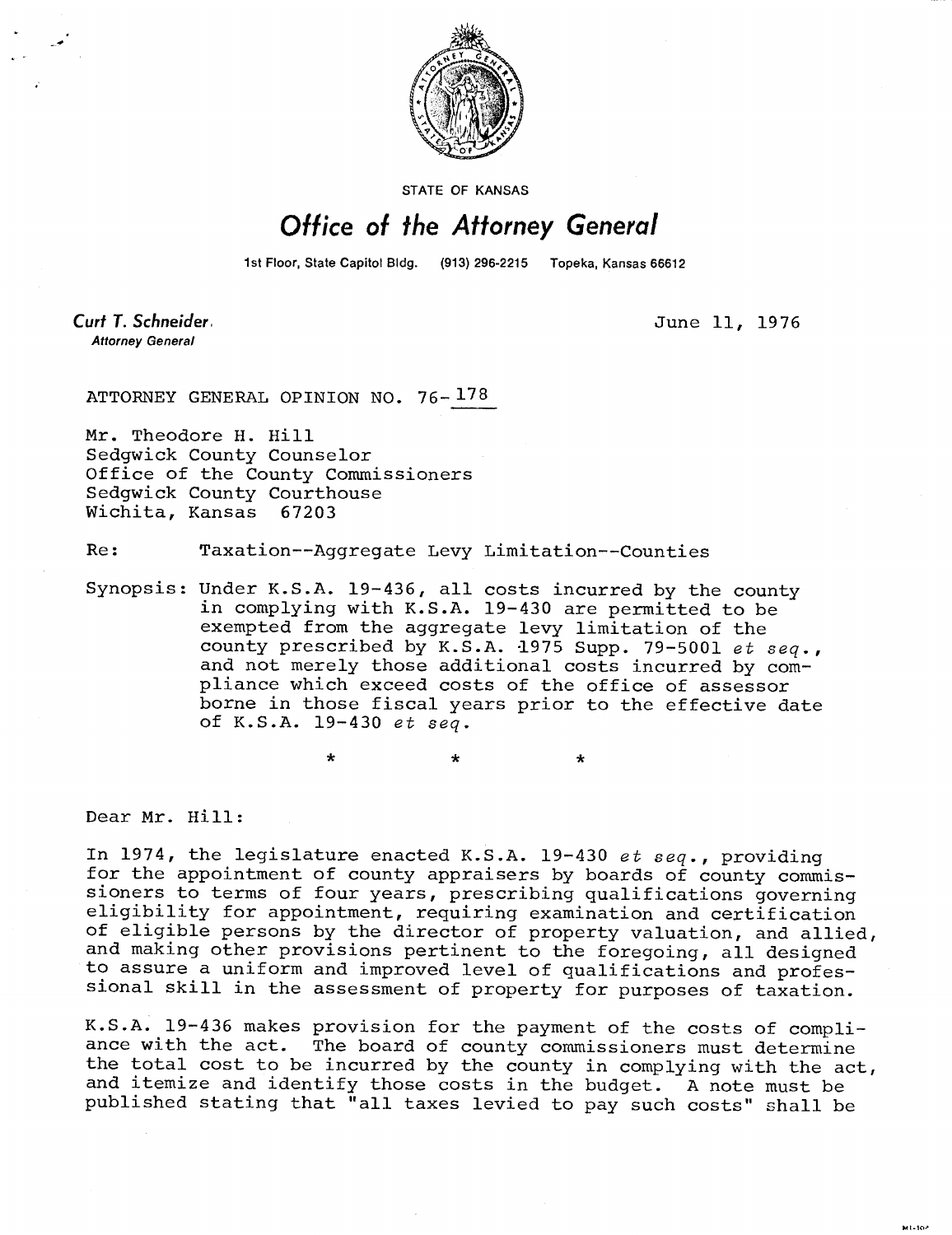STATE OF KANSAS

# Office of the Attorney General

1st Floor, State Capitol Bldg. (913) 296-2215 Topeka, Kansas 66612

**Curt T. Schneider**
*Attorney General*

June 11, 1976

ATTORNEY GENERAL OPINION NO. 76-178

Mr. Theodore H. Hill
Sedgwick County Counselor
Office of the County Commissioners
Sedgwick County Courthouse
Wichita, Kansas 67203

Re: Taxation--Aggregate Levy Limitation--Counties

Synopsis: Under K.S.A. 19-436, all costs incurred by the county in complying with K.S.A. 19-430 are permitted to be exempted from the aggregate levy limitation of the county prescribed by K.S.A. 1975 Supp. 79-5001 *et seq.*, and not merely those additional costs incurred by compliance which exceed costs of the office of assessor borne in those fiscal years prior to the effective date of K.S.A. 19-430 *et seq.*

\* \* \*

Dear Mr. Hill:

In 1974, the legislature enacted K.S.A. 19-430 *et seq.*, providing for the appointment of county appraisers by boards of county commissioners to terms of four years, prescribing qualifications governing eligibility for appointment, requiring examination and certification of eligible persons by the director of property valuation, and allied, and making other provisions pertinent to the foregoing, all designed to assure a uniform and improved level of qualifications and professional skill in the assessment of property for purposes of taxation.

K.S.A. 19-436 makes provision for the payment of the costs of compliance with the act. The board of county commissioners must determine the total cost to be incurred by the county in complying with the act, and itemize and identify those costs in the budget. A note must be published stating that "all taxes levied to pay such costs" shall be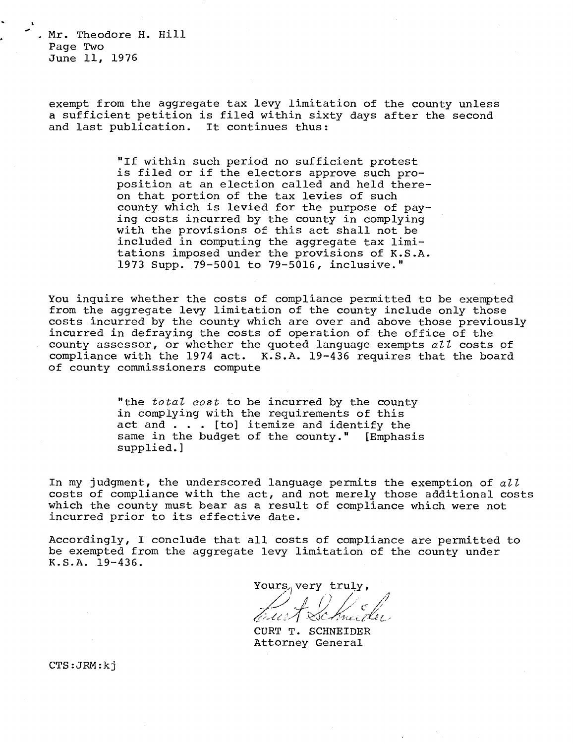Mr. Theodore H. Hill
Page Two
June 11, 1976

exempt from the aggregate tax levy limitation of the county unless a sufficient petition is filed within sixty days after the second and last publication. It continues thus:

> "If within such period no sufficient protest is filed or if the electors approve such proposition at an election called and held thereon that portion of the tax levies of such county which is levied for the purpose of paying costs incurred by the county in complying with the provisions of this act shall not be included in computing the aggregate tax limitations imposed under the provisions of K.S.A. 1973 Supp. 79-5001 to 79-5016, inclusive."

You inquire whether the costs of compliance permitted to be exempted from the aggregate levy limitation of the county include only those costs incurred by the county which are over and above those previously incurred in defraying the costs of operation of the office of the county assessor, or whether the quoted language exempts *all* costs of compliance with the 1974 act. K.S.A. 19-436 requires that the board of county commissioners compute

> "the *total cost* to be incurred by the county in complying with the requirements of this act and . . . [to] itemize and identify the same in the budget of the county." [Emphasis supplied.]

In my judgment, the underscored language permits the exemption of *all* costs of compliance with the act, and not merely those additional costs which the county must bear as a result of compliance which were not incurred prior to its effective date.

Accordingly, I conclude that all costs of compliance are permitted to be exempted from the aggregate levy limitation of the county under K.S.A. 19-436.

Yours very truly,

CURT T. SCHNEIDER
Attorney General

CTS:JRM:kj